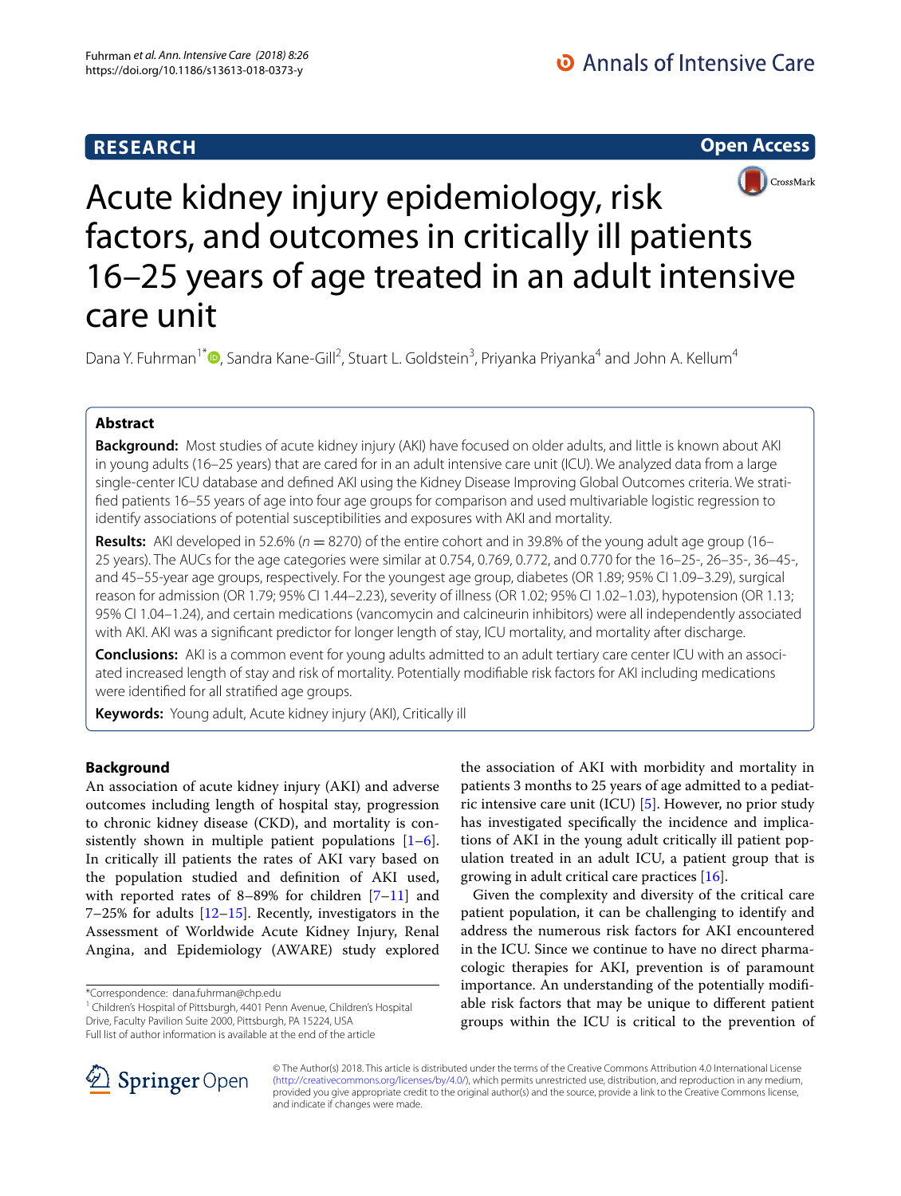RESEARCH

Open Access

# Acute kidney injury epidemiology, risk factors, and outcomes in critically ill patients 16–25 years of age treated in an adult intensive care unit

Dana Y. Fuhrman[1*], Sandra Kane-Gill[2], Stuart L. Goldstein[3], Priyanka Priyanka[4] and John A. Kellum[4]

## Abstract

**Background:** Most studies of acute kidney injury (AKI) have focused on older adults, and little is known about AKI in young adults (16–25 years) that are cared for in an adult intensive care unit (ICU). We analyzed data from a large single-center ICU database and defined AKI using the Kidney Disease Improving Global Outcomes criteria. We stratified patients 16–55 years of age into four age groups for comparison and used multivariable logistic regression to identify associations of potential susceptibilities and exposures with AKI and mortality.

**Results:** AKI developed in 52.6% ($n = 8270$) of the entire cohort and in 39.8% of the young adult age group (16–25 years). The AUCs for the age categories were similar at 0.754, 0.769, 0.772, and 0.770 for the 16–25-, 26–35-, 36–45-, and 45–55-year age groups, respectively. For the youngest age group, diabetes (OR 1.89; 95% CI 1.09–3.29), surgical reason for admission (OR 1.79; 95% CI 1.44–2.23), severity of illness (OR 1.02; 95% CI 1.02–1.03), hypotension (OR 1.13; 95% CI 1.04–1.24), and certain medications (vancomycin and calcineurin inhibitors) were all independently associated with AKI. AKI was a significant predictor for longer length of stay, ICU mortality, and mortality after discharge.

**Conclusions:** AKI is a common event for young adults admitted to an adult tertiary care center ICU with an associated increased length of stay and risk of mortality. Potentially modifiable risk factors for AKI including medications were identified for all stratified age groups.

**Keywords:** Young adult, Acute kidney injury (AKI), Critically ill

## Background

An association of acute kidney injury (AKI) and adverse outcomes including length of hospital stay, progression to chronic kidney disease (CKD), and mortality is consistently shown in multiple patient populations [1–6]. In critically ill patients the rates of AKI vary based on the population studied and definition of AKI used, with reported rates of 8–89% for children [7–11] and 7–25% for adults [12–15]. Recently, investigators in the Assessment of Worldwide Acute Kidney Injury, Renal Angina, and Epidemiology (AWARE) study explored the association of AKI with morbidity and mortality in patients 3 months to 25 years of age admitted to a pediatric intensive care unit (ICU) [5]. However, no prior study has investigated specifically the incidence and implications of AKI in the young adult critically ill patient population treated in an adult ICU, a patient group that is growing in adult critical care practices [16].

Given the complexity and diversity of the critical care patient population, it can be challenging to identify and address the numerous risk factors for AKI encountered in the ICU. Since we continue to have no direct pharmacologic therapies for AKI, prevention is of paramount importance. An understanding of the potentially modifiable risk factors that may be unique to different patient groups within the ICU is critical to the prevention of

*Correspondence: dana.fuhrman@chp.edu
[1] Children's Hospital of Pittsburgh, 4401 Penn Avenue, Children's Hospital Drive, Faculty Pavilion Suite 2000, Pittsburgh, PA 15224, USA
Full list of author information is available at the end of the article

© The Author(s) 2018. This article is distributed under the terms of the Creative Commons Attribution 4.0 International License (http://creativecommons.org/licenses/by/4.0/), which permits unrestricted use, distribution, and reproduction in any medium, provided you give appropriate credit to the original author(s) and the source, provide a link to the Creative Commons license, and indicate if changes were made.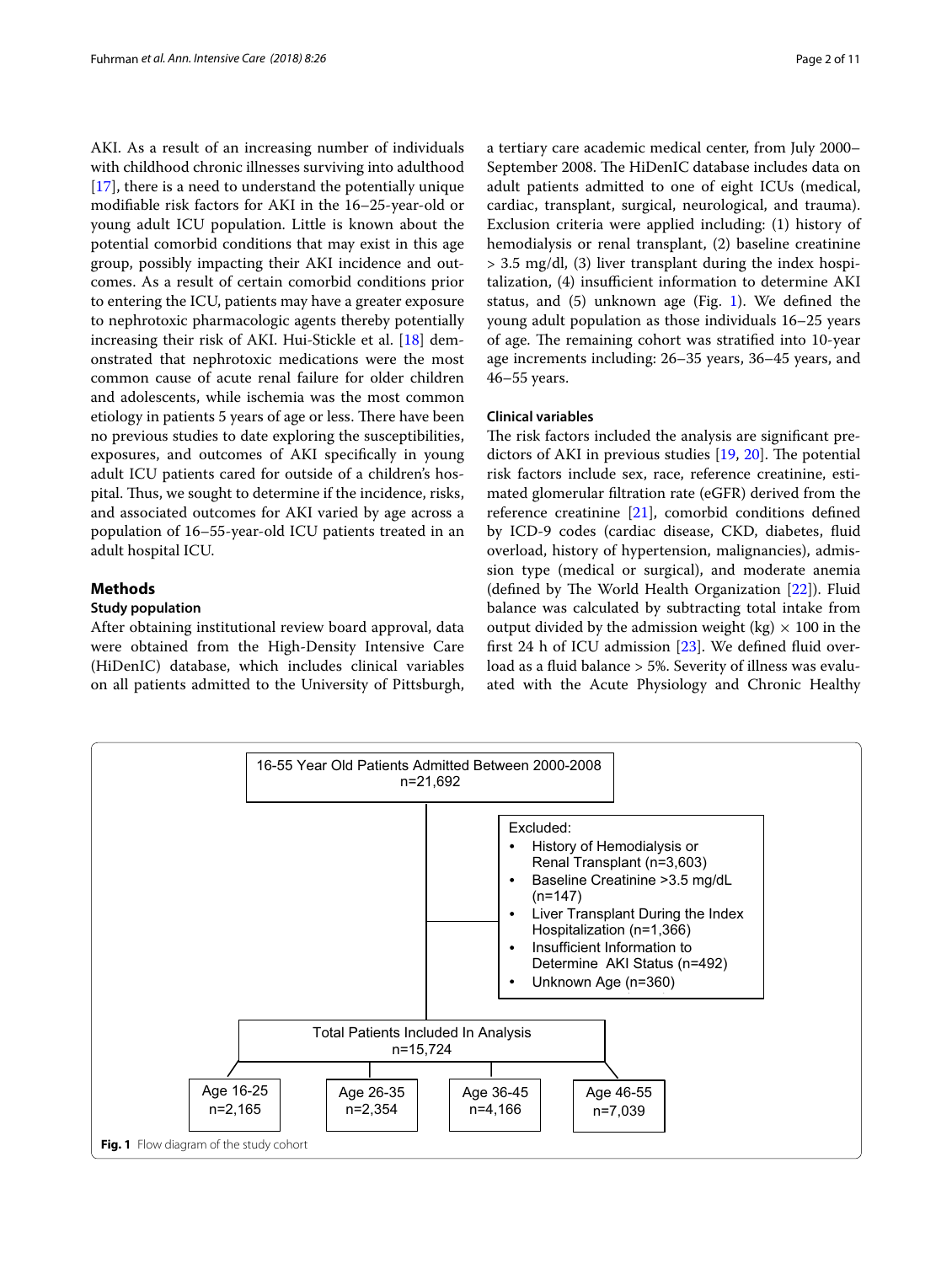AKI. As a result of an increasing number of individuals with childhood chronic illnesses surviving into adulthood [17], there is a need to understand the potentially unique modifiable risk factors for AKI in the 16–25-year-old or young adult ICU population. Little is known about the potential comorbid conditions that may exist in this age group, possibly impacting their AKI incidence and outcomes. As a result of certain comorbid conditions prior to entering the ICU, patients may have a greater exposure to nephrotoxic pharmacologic agents thereby potentially increasing their risk of AKI. Hui-Stickle et al. [18] demonstrated that nephrotoxic medications were the most common cause of acute renal failure for older children and adolescents, while ischemia was the most common etiology in patients 5 years of age or less. There have been no previous studies to date exploring the susceptibilities, exposures, and outcomes of AKI specifically in young adult ICU patients cared for outside of a children's hospital. Thus, we sought to determine if the incidence, risks, and associated outcomes for AKI varied by age across a population of 16–55-year-old ICU patients treated in an adult hospital ICU.

## Methods

### Study population

After obtaining institutional review board approval, data were obtained from the High-Density Intensive Care (HiDenIC) database, which includes clinical variables on all patients admitted to the University of Pittsburgh, a tertiary care academic medical center, from July 2000–September 2008. The HiDenIC database includes data on adult patients admitted to one of eight ICUs (medical, cardiac, transplant, surgical, neurological, and trauma). Exclusion criteria were applied including: (1) history of hemodialysis or renal transplant, (2) baseline creatinine > 3.5 mg/dl, (3) liver transplant during the index hospitalization, (4) insufficient information to determine AKI status, and (5) unknown age (Fig. 1). We defined the young adult population as those individuals 16–25 years of age. The remaining cohort was stratified into 10-year age increments including: 26–35 years, 36–45 years, and 46–55 years.

### Clinical variables

The risk factors included the analysis are significant predictors of AKI in previous studies [19, 20]. The potential risk factors include sex, race, reference creatinine, estimated glomerular filtration rate (eGFR) derived from the reference creatinine [21], comorbid conditions defined by ICD-9 codes (cardiac disease, CKD, diabetes, fluid overload, history of hypertension, malignancies), admission type (medical or surgical), and moderate anemia (defined by The World Health Organization [22]). Fluid balance was calculated by subtracting total intake from output divided by the admission weight (kg) × 100 in the first 24 h of ICU admission [23]. We defined fluid overload as a fluid balance > 5%. Severity of illness was evaluated with the Acute Physiology and Chronic Healthy

16-55 Year Old Patients Admitted Between 2000-2008
n=21,692

Excluded:
- History of Hemodialysis or Renal Transplant (n=3,603)
- Baseline Creatinine >3.5 mg/dL (n=147)
- Liver Transplant During the Index Hospitalization (n=1,366)
- Insufficient Information to Determine AKI Status (n=492)
- Unknown Age (n=360)

Total Patients Included In Analysis
n=15,724

Age 16-25 n=2,165 | Age 26-35 n=2,354 | Age 36-45 n=4,166 | Age 46-55 n=7,039

**Fig. 1** Flow diagram of the study cohort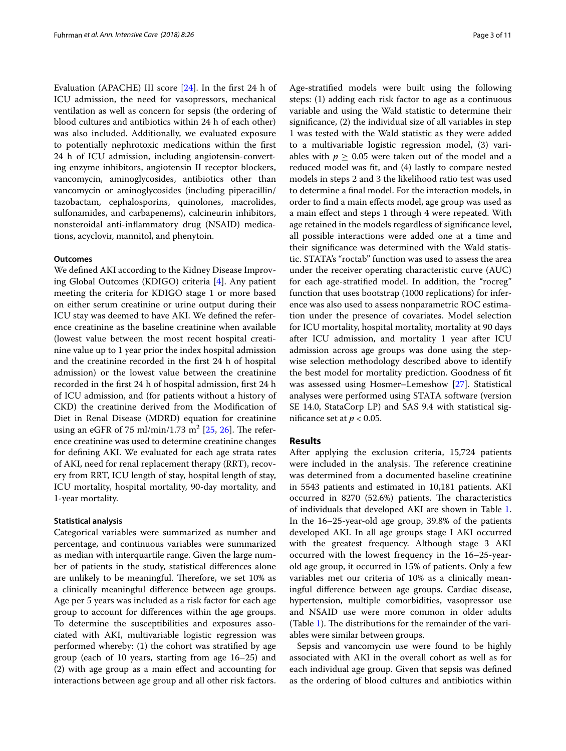Evaluation (APACHE) III score [24]. In the first 24 h of ICU admission, the need for vasopressors, mechanical ventilation as well as concern for sepsis (the ordering of blood cultures and antibiotics within 24 h of each other) was also included. Additionally, we evaluated exposure to potentially nephrotoxic medications within the first 24 h of ICU admission, including angiotensin-converting enzyme inhibitors, angiotensin II receptor blockers, vancomycin, aminoglycosides, antibiotics other than vancomycin or aminoglycosides (including piperacillin/tazobactam, cephalosporins, quinolones, macrolides, sulfonamides, and carbapenems), calcineurin inhibitors, nonsteroidal anti-inflammatory drug (NSAID) medications, acyclovir, mannitol, and phenytoin.

#### Outcomes

We defined AKI according to the Kidney Disease Improving Global Outcomes (KDIGO) criteria [4]. Any patient meeting the criteria for KDIGO stage 1 or more based on either serum creatinine or urine output during their ICU stay was deemed to have AKI. We defined the reference creatinine as the baseline creatinine when available (lowest value between the most recent hospital creatinine value up to 1 year prior the index hospital admission and the creatinine recorded in the first 24 h of hospital admission) or the lowest value between the creatinine recorded in the first 24 h of hospital admission, first 24 h of ICU admission, and (for patients without a history of CKD) the creatinine derived from the Modification of Diet in Renal Disease (MDRD) equation for creatinine using an eGFR of 75 ml/min/1.73 $m^2$ [25, 26]. The reference creatinine was used to determine creatinine changes for defining AKI. We evaluated for each age strata rates of AKI, need for renal replacement therapy (RRT), recovery from RRT, ICU length of stay, hospital length of stay, ICU mortality, hospital mortality, 90-day mortality, and 1-year mortality.

#### Statistical analysis

Categorical variables were summarized as number and percentage, and continuous variables were summarized as median with interquartile range. Given the large number of patients in the study, statistical differences alone are unlikely to be meaningful. Therefore, we set 10% as a clinically meaningful difference between age groups. Age per 5 years was included as a risk factor for each age group to account for differences within the age groups. To determine the susceptibilities and exposures associated with AKI, multivariable logistic regression was performed whereby: (1) the cohort was stratified by age group (each of 10 years, starting from age 16–25) and (2) with age group as a main effect and accounting for interactions between age group and all other risk factors. Age-stratified models were built using the following steps: (1) adding each risk factor to age as a continuous variable and using the Wald statistic to determine their significance, (2) the individual size of all variables in step 1 was tested with the Wald statistic as they were added to a multivariable logistic regression model, (3) variables with $p \geq 0.05$ were taken out of the model and a reduced model was fit, and (4) lastly to compare nested models in steps 2 and 3 the likelihood ratio test was used to determine a final model. For the interaction models, in order to find a main effects model, age group was used as a main effect and steps 1 through 4 were repeated. With age retained in the models regardless of significance level, all possible interactions were added one at a time and their significance was determined with the Wald statistic. STATA's "roctab" function was used to assess the area under the receiver operating characteristic curve (AUC) for each age-stratified model. In addition, the "rocreg" function that uses bootstrap (1000 replications) for inference was also used to assess nonparametric ROC estimation under the presence of covariates. Model selection for ICU mortality, hospital mortality, mortality at 90 days after ICU admission, and mortality 1 year after ICU admission across age groups was done using the stepwise selection methodology described above to identify the best model for mortality prediction. Goodness of fit was assessed using Hosmer–Lemeshow [27]. Statistical analyses were performed using STATA software (version SE 14.0, StataCorp LP) and SAS 9.4 with statistical significance set at $p < 0.05$.

## Results

After applying the exclusion criteria, 15,724 patients were included in the analysis. The reference creatinine was determined from a documented baseline creatinine in 5543 patients and estimated in 10,181 patients. AKI occurred in 8270 (52.6%) patients. The characteristics of individuals that developed AKI are shown in Table 1. In the 16–25-year-old age group, 39.8% of the patients developed AKI. In all age groups stage I AKI occurred with the greatest frequency. Although stage 3 AKI occurred with the lowest frequency in the 16–25-year-old age group, it occurred in 15% of patients. Only a few variables met our criteria of 10% as a clinically meaningful difference between age groups. Cardiac disease, hypertension, multiple comorbidities, vasopressor use and NSAID use were more common in older adults (Table 1). The distributions for the remainder of the variables were similar between groups.

Sepsis and vancomycin use were found to be highly associated with AKI in the overall cohort as well as for each individual age group. Given that sepsis was defined as the ordering of blood cultures and antibiotics within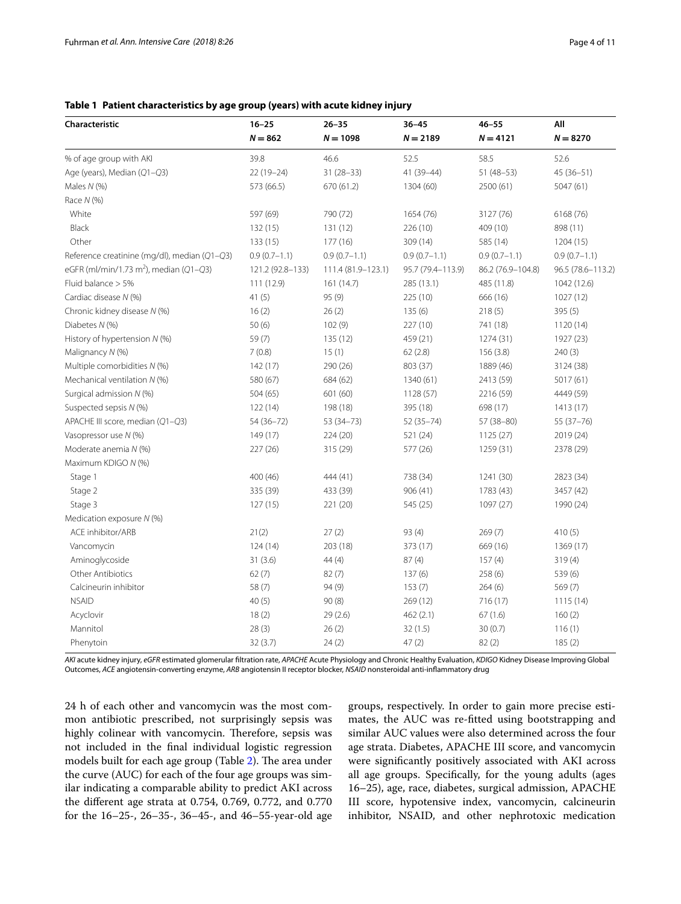**Table 1 Patient characteristics by age group (years) with acute kidney injury**

| Characteristic | 16–25<br>N = 862 | 26–35<br>N = 1098 | 36–45<br>N = 2189 | 46–55<br>N = 4121 | All<br>N = 8270 |
|---|---|---|---|---|---|
| % of age group with AKI | 39.8 | 46.6 | 52.5 | 58.5 | 52.6 |
| Age (years), Median (Q1–Q3) | 22 (19–24) | 31 (28–33) | 41 (39–44) | 51 (48–53) | 45 (36–51) |
| Males *N* (%) | 573 (66.5) | 670 (61.2) | 1304 (60) | 2500 (61) | 5047 (61) |
| Race *N* (%) | | | | | |
| White | 597 (69) | 790 (72) | 1654 (76) | 3127 (76) | 6168 (76) |
| Black | 132 (15) | 131 (12) | 226 (10) | 409 (10) | 898 (11) |
| Other | 133 (15) | 177 (16) | 309 (14) | 585 (14) | 1204 (15) |
| Reference creatinine (mg/dl), median (Q1–Q3) | 0.9 (0.7–1.1) | 0.9 (0.7–1.1) | 0.9 (0.7–1.1) | 0.9 (0.7–1.1) | 0.9 (0.7–1.1) |
| eGFR (ml/min/1.73 $m^2$), median (Q1–Q3) | 121.2 (92.8–133) | 111.4 (81.9–123.1) | 95.7 (79.4–113.9) | 86.2 (76.9–104.8) | 96.5 (78.6–113.2) |
| Fluid balance > 5% | 111 (12.9) | 161 (14.7) | 285 (13.1) | 485 (11.8) | 1042 (12.6) |
| Cardiac disease *N* (%) | 41 (5) | 95 (9) | 225 (10) | 666 (16) | 1027 (12) |
| Chronic kidney disease *N* (%) | 16 (2) | 26 (2) | 135 (6) | 218 (5) | 395 (5) |
| Diabetes *N* (%) | 50 (6) | 102 (9) | 227 (10) | 741 (18) | 1120 (14) |
| History of hypertension *N* (%) | 59 (7) | 135 (12) | 459 (21) | 1274 (31) | 1927 (23) |
| Malignancy *N* (%) | 7 (0.8) | 15 (1) | 62 (2.8) | 156 (3.8) | 240 (3) |
| Multiple comorbidities *N* (%) | 142 (17) | 290 (26) | 803 (37) | 1889 (46) | 3124 (38) |
| Mechanical ventilation *N* (%) | 580 (67) | 684 (62) | 1340 (61) | 2413 (59) | 5017 (61) |
| Surgical admission *N* (%) | 504 (65) | 601 (60) | 1128 (57) | 2216 (59) | 4449 (59) |
| Suspected sepsis *N* (%) | 122 (14) | 198 (18) | 395 (18) | 698 (17) | 1413 (17) |
| APACHE III score, median (Q1–Q3) | 54 (36–72) | 53 (34–73) | 52 (35–74) | 57 (38–80) | 55 (37–76) |
| Vasopressor use *N* (%) | 149 (17) | 224 (20) | 521 (24) | 1125 (27) | 2019 (24) |
| Moderate anemia *N* (%) | 227 (26) | 315 (29) | 577 (26) | 1259 (31) | 2378 (29) |
| Maximum KDIGO *N* (%) | | | | | |
| Stage 1 | 400 (46) | 444 (41) | 738 (34) | 1241 (30) | 2823 (34) |
| Stage 2 | 335 (39) | 433 (39) | 906 (41) | 1783 (43) | 3457 (42) |
| Stage 3 | 127 (15) | 221 (20) | 545 (25) | 1097 (27) | 1990 (24) |
| Medication exposure *N* (%) | | | | | |
| ACE inhibitor/ARB | 21(2) | 27 (2) | 93 (4) | 269 (7) | 410 (5) |
| Vancomycin | 124 (14) | 203 (18) | 373 (17) | 669 (16) | 1369 (17) |
| Aminoglycoside | 31 (3.6) | 44 (4) | 87 (4) | 157 (4) | 319 (4) |
| Other Antibiotics | 62 (7) | 82 (7) | 137 (6) | 258 (6) | 539 (6) |
| Calcineurin inhibitor | 58 (7) | 94 (9) | 153 (7) | 264 (6) | 569 (7) |
| NSAID | 40 (5) | 90 (8) | 269 (12) | 716 (17) | 1115 (14) |
| Acyclovir | 18 (2) | 29 (2.6) | 462 (2.1) | 67 (1.6) | 160 (2) |
| Mannitol | 28 (3) | 26 (2) | 32 (1.5) | 30 (0.7) | 116 (1) |
| Phenytoin | 32 (3.7) | 24 (2) | 47 (2) | 82 (2) | 185 (2) |

*AKI* acute kidney injury, *eGFR* estimated glomerular filtration rate, *APACHE* Acute Physiology and Chronic Healthy Evaluation, *KDIGO* Kidney Disease Improving Global Outcomes, *ACE* angiotensin-converting enzyme, *ARB* angiotensin II receptor blocker, *NSAID* nonsteroidal anti-inflammatory drug

24 h of each other and vancomycin was the most common antibiotic prescribed, not surprisingly sepsis was highly colinear with vancomycin. Therefore, sepsis was not included in the final individual logistic regression models built for each age group (Table 2). The area under the curve (AUC) for each of the four age groups was similar indicating a comparable ability to predict AKI across the different age strata at 0.754, 0.769, 0.772, and 0.770 for the 16–25-, 26–35-, 36–45-, and 46–55-year-old age groups, respectively. In order to gain more precise estimates, the AUC was re-fitted using bootstrapping and similar AUC values were also determined across the four age strata. Diabetes, APACHE III score, and vancomycin were significantly positively associated with AKI across all age groups. Specifically, for the young adults (ages 16–25), age, race, diabetes, surgical admission, APACHE III score, hypotensive index, vancomycin, calcineurin inhibitor, NSAID, and other nephrotoxic medication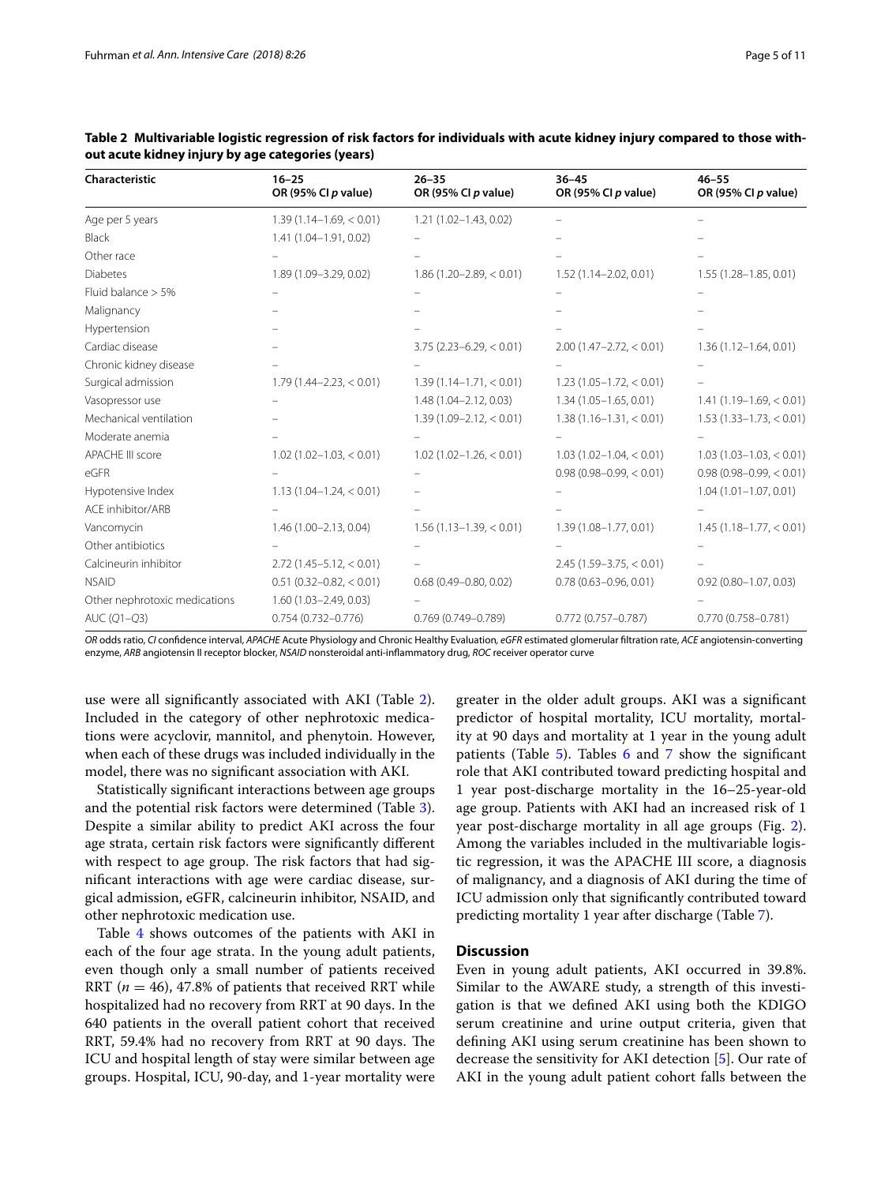**Table 2 Multivariable logistic regression of risk factors for individuals with acute kidney injury compared to those without acute kidney injury by age categories (years)**

| Characteristic | 16–25<br>OR (95% CI *p* value) | 26–35<br>OR (95% CI *p* value) | 36–45<br>OR (95% CI *p* value) | 46–55<br>OR (95% CI *p* value) |
|---|---|---|---|---|
| Age per 5 years | 1.39 (1.14–1.69, < 0.01) | 1.21 (1.02–1.43, 0.02) | – | – |
| Black | 1.41 (1.04–1.91, 0.02) | – | – | – |
| Other race | – | – | – | – |
| Diabetes | 1.89 (1.09–3.29, 0.02) | 1.86 (1.20–2.89, < 0.01) | 1.52 (1.14–2.02, 0.01) | 1.55 (1.28–1.85, 0.01) |
| Fluid balance > 5% | – | – | – | – |
| Malignancy | – | – | – | – |
| Hypertension | – | – | – | – |
| Cardiac disease | – | 3.75 (2.23–6.29, < 0.01) | 2.00 (1.47–2.72, < 0.01) | 1.36 (1.12–1.64, 0.01) |
| Chronic kidney disease | – | – | – | – |
| Surgical admission | 1.79 (1.44–2.23, < 0.01) | 1.39 (1.14–1.71, < 0.01) | 1.23 (1.05–1.72, < 0.01) | – |
| Vasopressor use | – | 1.48 (1.04–2.12, 0.03) | 1.34 (1.05–1.65, 0.01) | 1.41 (1.19–1.69, < 0.01) |
| Mechanical ventilation | – | 1.39 (1.09–2.12, < 0.01) | 1.38 (1.16–1.31, < 0.01) | 1.53 (1.33–1.73, < 0.01) |
| Moderate anemia | – | – | – | – |
| APACHE III score | 1.02 (1.02–1.03, < 0.01) | 1.02 (1.02–1.26, < 0.01) | 1.03 (1.02–1.04, < 0.01) | 1.03 (1.03–1.03, < 0.01) |
| eGFR | – | – | 0.98 (0.98–0.99, < 0.01) | 0.98 (0.98–0.99, < 0.01) |
| Hypotensive Index | 1.13 (1.04–1.24, < 0.01) | – | – | 1.04 (1.01–1.07, 0.01) |
| ACE inhibitor/ARB | – | – | – | – |
| Vancomycin | 1.46 (1.00–2.13, 0.04) | 1.56 (1.13–1.39, < 0.01) | 1.39 (1.08–1.77, 0.01) | 1.45 (1.18–1.77, < 0.01) |
| Other antibiotics | – | – | – | – |
| Calcineurin inhibitor | 2.72 (1.45–5.12, < 0.01) | – | 2.45 (1.59–3.75, < 0.01) | – |
| NSAID | 0.51 (0.32–0.82, < 0.01) | 0.68 (0.49–0.80, 0.02) | 0.78 (0.63–0.96, 0.01) | 0.92 (0.80–1.07, 0.03) |
| Other nephrotoxic medications | 1.60 (1.03–2.49, 0.03) | – | – | – |
| AUC (Q1–Q3) | 0.754 (0.732–0.776) | 0.769 (0.749–0.789) | 0.772 (0.757–0.787) | 0.770 (0.758–0.781) |

*OR* odds ratio, *CI* confidence interval, *APACHE* Acute Physiology and Chronic Healthy Evaluation, *eGFR* estimated glomerular filtration rate, *ACE* angiotensin-converting enzyme, *ARB* angiotensin II receptor blocker, *NSAID* nonsteroidal anti-inflammatory drug, *ROC* receiver operator curve

use were all significantly associated with AKI (Table 2). Included in the category of other nephrotoxic medications were acyclovir, mannitol, and phenytoin. However, when each of these drugs was included individually in the model, there was no significant association with AKI.

Statistically significant interactions between age groups and the potential risk factors were determined (Table 3). Despite a similar ability to predict AKI across the four age strata, certain risk factors were significantly different with respect to age group. The risk factors that had significant interactions with age were cardiac disease, surgical admission, eGFR, calcineurin inhibitor, NSAID, and other nephrotoxic medication use.

Table 4 shows outcomes of the patients with AKI in each of the four age strata. In the young adult patients, even though only a small number of patients received RRT ($n = 46$), 47.8% of patients that received RRT while hospitalized had no recovery from RRT at 90 days. In the 640 patients in the overall patient cohort that received RRT, 59.4% had no recovery from RRT at 90 days. The ICU and hospital length of stay were similar between age groups. Hospital, ICU, 90-day, and 1-year mortality were greater in the older adult groups. AKI was a significant predictor of hospital mortality, ICU mortality, mortality at 90 days and mortality at 1 year in the young adult patients (Table 5). Tables 6 and 7 show the significant role that AKI contributed toward predicting hospital and 1 year post-discharge mortality in the 16–25-year-old age group. Patients with AKI had an increased risk of 1 year post-discharge mortality in all age groups (Fig. 2). Among the variables included in the multivariable logistic regression, it was the APACHE III score, a diagnosis of malignancy, and a diagnosis of AKI during the time of ICU admission only that significantly contributed toward predicting mortality 1 year after discharge (Table 7).

## Discussion

Even in young adult patients, AKI occurred in 39.8%. Similar to the AWARE study, a strength of this investigation is that we defined AKI using both the KDIGO serum creatinine and urine output criteria, given that defining AKI using serum creatinine has been shown to decrease the sensitivity for AKI detection [5]. Our rate of AKI in the young adult patient cohort falls between the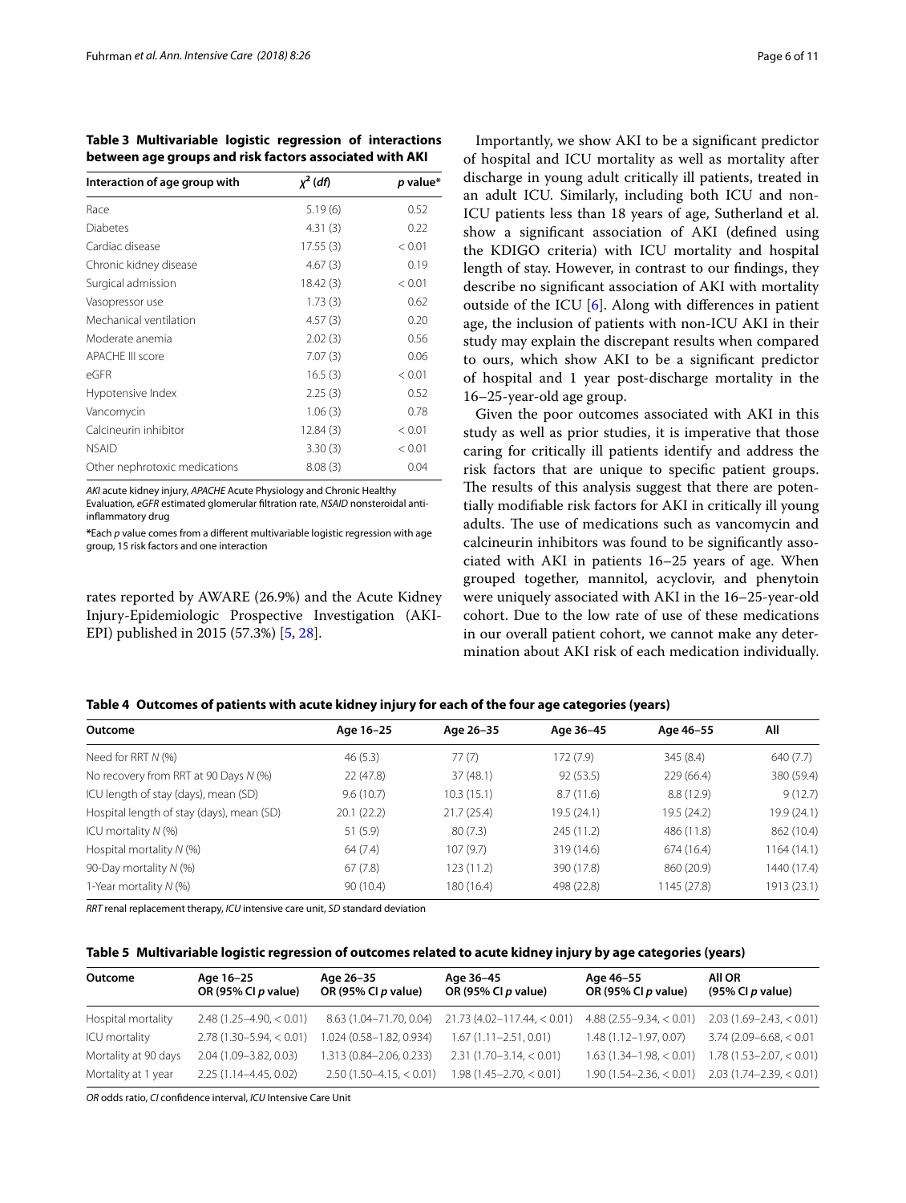**Table 3 Multivariable logistic regression of interactions between age groups and risk factors associated with AKI**

| Interaction of age group with | $\chi^2$ (*df*) | *p* value* |
|---|---|---|
| Race | 5.19 (6) | 0.52 |
| Diabetes | 4.31 (3) | 0.22 |
| Cardiac disease | 17.55 (3) | < 0.01 |
| Chronic kidney disease | 4.67 (3) | 0.19 |
| Surgical admission | 18.42 (3) | < 0.01 |
| Vasopressor use | 1.73 (3) | 0.62 |
| Mechanical ventilation | 4.57 (3) | 0.20 |
| Moderate anemia | 2.02 (3) | 0.56 |
| APACHE III score | 7.07 (3) | 0.06 |
| eGFR | 16.5 (3) | < 0.01 |
| Hypotensive Index | 2.25 (3) | 0.52 |
| Vancomycin | 1.06 (3) | 0.78 |
| Calcineurin inhibitor | 12.84 (3) | < 0.01 |
| NSAID | 3.30 (3) | < 0.01 |
| Other nephrotoxic medications | 8.08 (3) | 0.04 |

*AKI* acute kidney injury, *APACHE* Acute Physiology and Chronic Healthy Evaluation, *eGFR* estimated glomerular filtration rate, *NSAID* nonsteroidal anti-inflammatory drug

*Each *p* value comes from a different multivariable logistic regression with age group, 15 risk factors and one interaction

rates reported by AWARE (26.9%) and the Acute Kidney Injury-Epidemiologic Prospective Investigation (AKI-EPI) published in 2015 (57.3%) [5, 28].

Importantly, we show AKI to be a significant predictor of hospital and ICU mortality as well as mortality after discharge in young adult critically ill patients, treated in an adult ICU. Similarly, including both ICU and non-ICU patients less than 18 years of age, Sutherland et al. show a significant association of AKI (defined using the KDIGO criteria) with ICU mortality and hospital length of stay. However, in contrast to our findings, they describe no significant association of AKI with mortality outside of the ICU [6]. Along with differences in patient age, the inclusion of patients with non-ICU AKI in their study may explain the discrepant results when compared to ours, which show AKI to be a significant predictor of hospital and 1 year post-discharge mortality in the 16–25-year-old age group.

Given the poor outcomes associated with AKI in this study as well as prior studies, it is imperative that those caring for critically ill patients identify and address the risk factors that are unique to specific patient groups. The results of this analysis suggest that there are potentially modifiable risk factors for AKI in critically ill young adults. The use of medications such as vancomycin and calcineurin inhibitors was found to be significantly associated with AKI in patients 16–25 years of age. When grouped together, mannitol, acyclovir, and phenytoin were uniquely associated with AKI in the 16–25-year-old cohort. Due to the low rate of use of these medications in our overall patient cohort, we cannot make any determination about AKI risk of each medication individually.

**Table 4 Outcomes of patients with acute kidney injury for each of the four age categories (years)**

| Outcome | Age 16–25 | Age 26–35 | Age 36–45 | Age 46–55 | All |
|---|---|---|---|---|---|
| Need for RRT *N* (%) | 46 (5.3) | 77 (7) | 172 (7.9) | 345 (8.4) | 640 (7.7) |
| No recovery from RRT at 90 Days *N* (%) | 22 (47.8) | 37 (48.1) | 92 (53.5) | 229 (66.4) | 380 (59.4) |
| ICU length of stay (days), mean (SD) | 9.6 (10.7) | 10.3 (15.1) | 8.7 (11.6) | 8.8 (12.9) | 9 (12.7) |
| Hospital length of stay (days), mean (SD) | 20.1 (22.2) | 21.7 (25.4) | 19.5 (24.1) | 19.5 (24.2) | 19.9 (24.1) |
| ICU mortality *N* (%) | 51 (5.9) | 80 (7.3) | 245 (11.2) | 486 (11.8) | 862 (10.4) |
| Hospital mortality *N* (%) | 64 (7.4) | 107 (9.7) | 319 (14.6) | 674 (16.4) | 1164 (14.1) |
| 90-Day mortality *N* (%) | 67 (7.8) | 123 (11.2) | 390 (17.8) | 860 (20.9) | 1440 (17.4) |
| 1-Year mortality *N* (%) | 90 (10.4) | 180 (16.4) | 498 (22.8) | 1145 (27.8) | 1913 (23.1) |

*RRT* renal replacement therapy, *ICU* intensive care unit, *SD* standard deviation

**Table 5 Multivariable logistic regression of outcomes related to acute kidney injury by age categories (years)**

| Outcome | Age 16–25 OR (95% CI *p* value) | Age 26–35 OR (95% CI *p* value) | Age 36–45 OR (95% CI *p* value) | Age 46–55 OR (95% CI *p* value) | All OR (95% CI *p* value) |
|---|---|---|---|---|---|
| Hospital mortality | 2.48 (1.25–4.90, < 0.01) | 8.63 (1.04–71.70, 0.04) | 21.73 (4.02–117.44, < 0.01) | 4.88 (2.55–9.34, < 0.01) | 2.03 (1.69–2.43, < 0.01) |
| ICU mortality | 2.78 (1.30–5.94, < 0.01) | 1.024 (0.58–1.82, 0.934) | 1.67 (1.11–2.51, 0.01) | 1.48 (1.12–1.97, 0.07) | 3.74 (2.09–6.68, < 0.01 |
| Mortality at 90 days | 2.04 (1.09–3.82, 0.03) | 1.313 (0.84–2.06, 0.233) | 2.31 (1.70–3.14, < 0.01) | 1.63 (1.34–1.98, < 0.01) | 1.78 (1.53–2.07, < 0.01) |
| Mortality at 1 year | 2.25 (1.14–4.45, 0.02) | 2.50 (1.50–4.15, < 0.01) | 1.98 (1.45–2.70, < 0.01) | 1.90 (1.54–2.36, < 0.01) | 2.03 (1.74–2.39, < 0.01) |

*OR* odds ratio, *CI* confidence interval, *ICU* Intensive Care Unit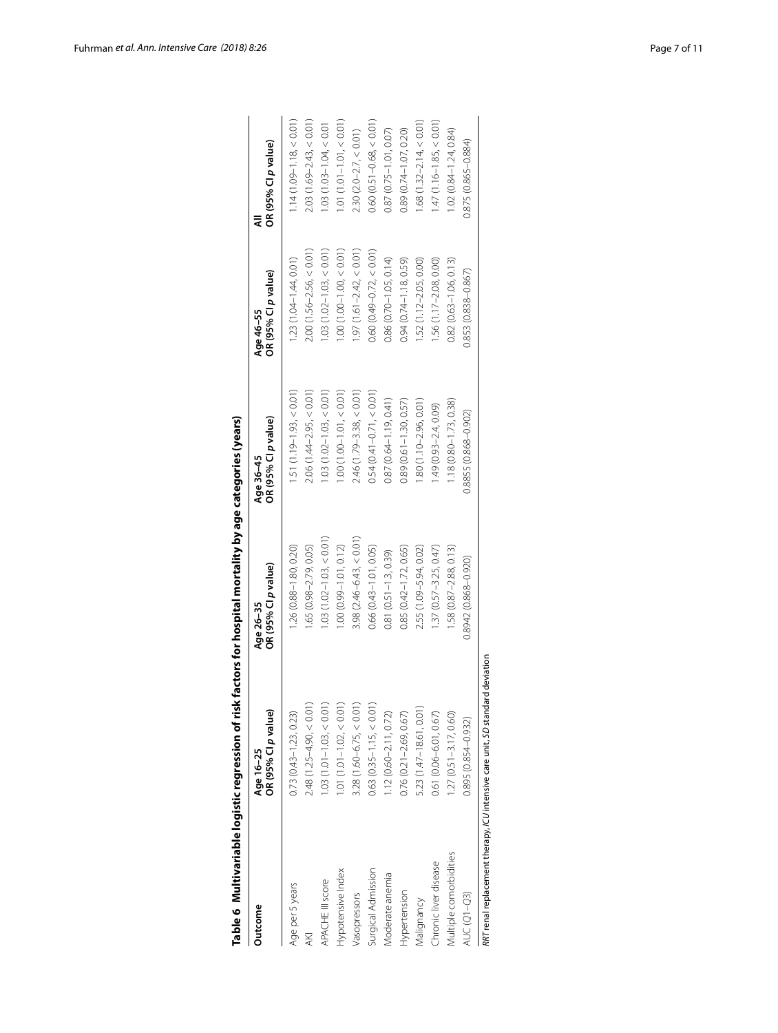**Table 6 Multivariable logistic regression of risk factors for hospital mortality by age categories (years)**

| Outcome | Age 16–25 OR (95% CI *p* value) | Age 26–35 OR (95% CI *p* value) | Age 36–45 OR (95% CI *p* value) | Age 46–55 OR (95% CI *p* value) | All OR (95% CI *p* value) |
|---|---|---|---|---|---|
| Age per 5 years | 0.73 (0.43–1.23, 0.23) | 1.26 (0.88–1.80, 0.20) | 1.51 (1.19–1.93, < 0.01) | 1.23 (1.04–1.44, 0.01) | 1.14 (1.09–1.18, < 0.01) |
| AKI | 2.48 (1.25–4.90, < 0.01) | 1.65 (0.98–2.79, 0.05) | 2.06 (1.44–2.95, < 0.01) | 2.00 (1.56–2.56, < 0.01) | 2.03 (1.69–2.43, < 0.01) |
| APACHE III score | 1.03 (1.01–1.03, < 0.01) | 1.03 (1.02–1.03, < 0.01) | 1.03 (1.02–1.03, < 0.01) | 1.03 (1.02–1.03, < 0.01) | 1.03 (1.03–1.04, < 0.01 |
| Hypotensive Index | 1.01 (1.01–1.02, < 0.01) | 1.00 (0.99–1.01, 0.12) | 1.00 (1.00–1.01, < 0.01) | 1.00 (1.00–1.00, < 0.01) | 1.01 (1.01–1.01, < 0.01) |
| Vasopressors | 3.28 (1.60–6.75, < 0.01) | 3.98 (2.46–6.43, < 0.01) | 2.46 (1.79–3.38, < 0.01) | 1.97 (1.61–2.42, < 0.01) | 2.30 (2.0–2.7, < 0.01) |
| Surgical Admission | 0.63 (0.35–1.15, < 0.01) | 0.66 (0.43–1.01, 0.05) | 0.54 (0.41–0.71, < 0.01) | 0.60 (0.49–0.72, < 0.01) | 0.60 (0.51–0.68, < 0.01) |
| Moderate anemia | 1.12 (0.60–2.11, 0.72) | 0.81 (0.51–1.3, 0.39) | 0.87 (0.64–1.19, 0.41) | 0.86 (0.70–1.05, 0.14) | 0.87 (0.75–1.01, 0.07) |
| Hypertension | 0.76 (0.21–2.69, 0.67) | 0.85 (0.42–1.72, 0.65) | 0.89 (0.61–1.30, 0.57) | 0.94 (0.74–1.18, 0.59) | 0.89 (0.74–1.07, 0.20) |
| Malignancy | 5.23 (1.47–18.61, 0.01) | 2.55 (1.09–5.94, 0.02) | 1.80 (1.10–2.96, 0.01) | 1.52 (1.12–2.05, 0.00) | 1.68 (1.32–2.14, < 0.01) |
| Chronic liver disease | 0.61 (0.06–6.01, 0.67) | 1.37 (0.57–3.25, 0.47) | 1.49 (0.93–2.4, 0.09) | 1.56 (1.17–2.08, 0.00) | 1.47 (1.16–1.85, < 0.01) |
| Multiple comorbidities | 1.27 (0.51–3.17, 0.60) | 1.58 (0.87–2.88, 0.13) | 1.18 (0.80–1.73, 0.38) | 0.82 (0.63–1.06, 0.13) | 1.02 (0.84–1.24, 0.84) |
| AUC (Q1–Q3) | 0.895 (0.854–0.932) | 0.8942 (0.868–0.920) | 0.8855 (0.868–0.902) | 0.853 (0.838–0.867) | 0.875 (0.865–0.884) |

*RRT* renal replacement therapy, *ICU* intensive care unit, *SD* standard deviation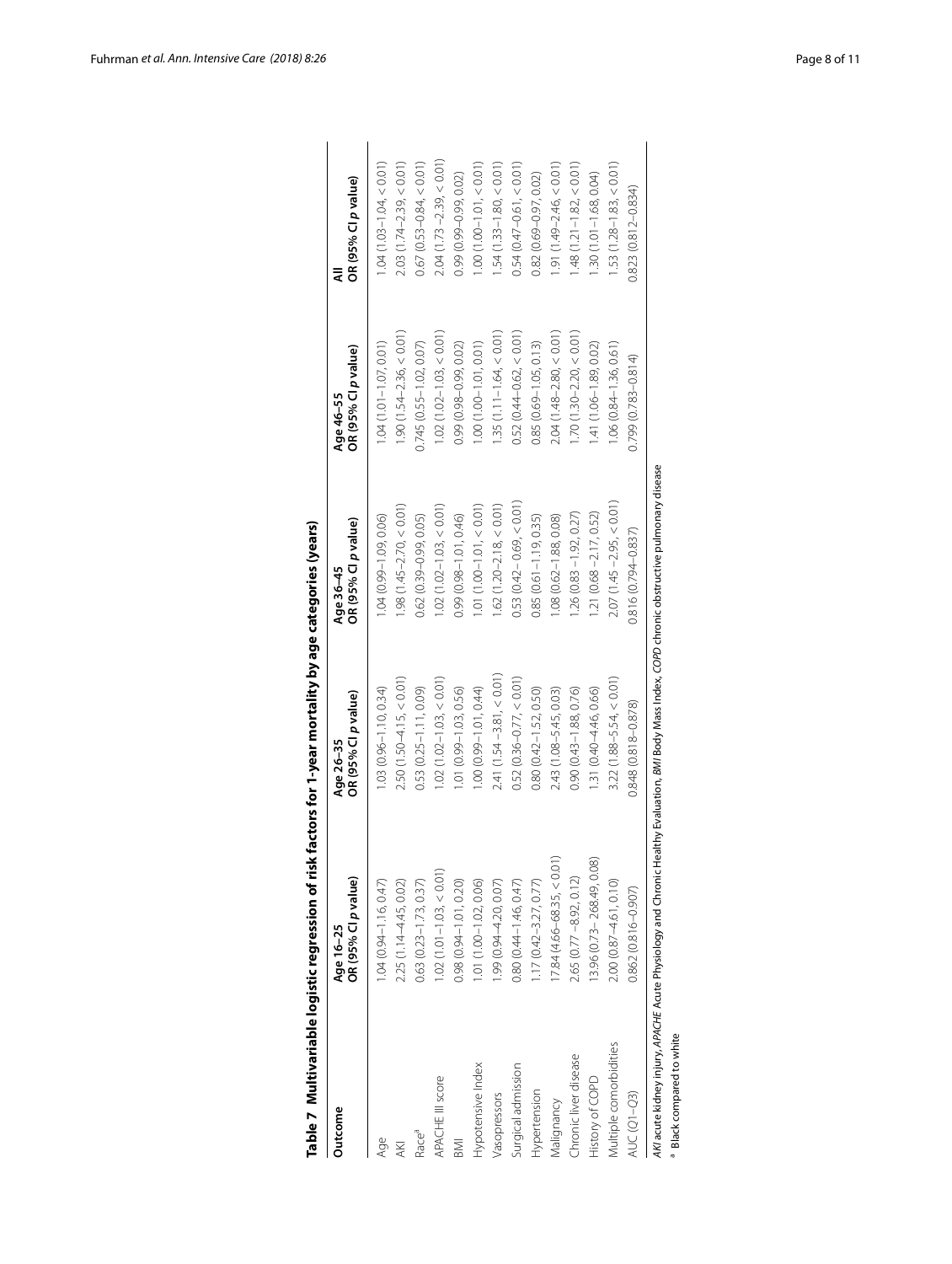**Table 7 Multivariable logistic regression of risk factors for 1-year mortality by age categories (years)**

| Outcome | Age 16–25 OR (95% CI *p* value) | Age 26–35 OR (95% CI *p* value) | Age 36–45 OR (95% CI *p* value) | Age 46–55 OR (95% CI *p* value) | All OR (95% CI *p* value) |
|---|---|---|---|---|---|
| Age | 1.04 (0.94–1.16, 0.47) | 1.03 (0.96–1.10, 0.34) | 1.04 (0.99–1.09, 0.06) | 1.04 (1.01–1.07, 0.01) | 1.04 (1.03–1.04, < 0.01) |
| AKI | 2.25 (1.14–4.45, 0.02) | 2.50 (1.50–4.15, < 0.01) | 1.98 (1.45–2.70, < 0.01) | 1.90 (1.54–2.36, < 0.01) | 2.03 (1.74–2.39, < 0.01) |
| Race[a] | 0.63 (0.23–1.73, 0.37) | 0.53 (0.25–1.11, 0.09) | 0.62 (0.39–0.99, 0.05) | 0.745 (0.55–1.02, 0.07) | 0.67 (0.53–0.84, < 0.01) |
| APACHE III score | 1.02 (1.01–1.03, < 0.01) | 1.02 (1.02–1.03, < 0.01) | 1.02 (1.02–1.03, < 0.01) | 1.02 (1.02–1.03, < 0.01) | 2.04 (1.73 –2.39, < 0.01) |
| BMI | 0.98 (0.94–1.01, 0.20) | 1.01 (0.99–1.03, 0.56) | 0.99 (0.98–1.01, 0.46) | 0.99 (0.98–0.99, 0.02) | 0.99 (0.99–0.99, 0.02) |
| Hypotensive Index | 1.01 (1.00–1.02, 0.06) | 1.00 (0.99–1.01, 0.44) | 1.01 (1.00–1.01, < 0.01) | 1.00 (1.00–1.01, 0.01) | 1.00 (1.00–1.01, < 0.01) |
| Vasopressors | 1.99 (0.94–4.20, 0.07) | 2.41 (1.54 –3.81, < 0.01) | 1.62 (1.20–2.18, < 0.01) | 1.35 (1.11–1.64, < 0.01) | 1.54 (1.33–1.80, < 0.01) |
| Surgical admission | 0.80 (0.44–1.46, 0.47) | 0.52 (0.36–0.77, < 0.01) | 0.53 (0.42– 0.69, < 0.01) | 0.52 (0.44–0.62, < 0.01) | 0.54 (0.47–0.61, < 0.01) |
| Hypertension | 1.17 (0.42–3.27, 0.77) | 0.80 (0.42–1.52, 0.50) | 0.85 (0.61–1.19, 0.35) | 0.85 (0.69–1.05, 0.13) | 0.82 (0.69–0.97, 0.02) |
| Malignancy | 17.84 (4.66–68.35, < 0.01) | 2.43 (1.08–5.45, 0.03) | 1.08 (0.62 –1.88, 0.08) | 2.04 (1.48–2.80, < 0.01) | 1.91 (1.49–2.46, < 0.01) |
| Chronic liver disease | 2.65 (0.77 –8.92, 0.12) | 0.90 (0.43–1.88, 0.76) | 1.26 (0.83 –1.92, 0.27) | 1.70 (1.30–2.20, < 0.01) | 1.48 (1.21–1.82, < 0.01) |
| History of COPD | 13.96 (0.73– 268.49, 0.08) | 1.31 (0.40–4.46, 0.66) | 1.21 (0.68 –2.17, 0.52) | 1.41 (1.06–1.89, 0.02) | 1.30 (1.01–1.68, 0.04) |
| Multiple comorbidities | 2.00 (0.87–4.61, 0.10) | 3.22 (1.88–5.54, < 0.01) | 2.07 (1.45 –2.95, < 0.01) | 1.06 (0.84–1.36, 0.61) | 1.53 (1.28–1.83, < 0.01) |
| AUC (Q1–Q3) | 0.862 (0.816–0.907) | 0.848 (0.818–0.878) | 0.816 (0.794–0.837) | 0.799 (0.783–0.814) | 0.823 (0.812–0.834) |

*AKI* acute kidney injury, *APACHE* Acute Physiology and Chronic Healthy Evaluation, *BMI* Body Mass Index, *COPD* chronic obstructive pulmonary disease

[a] Black compared to white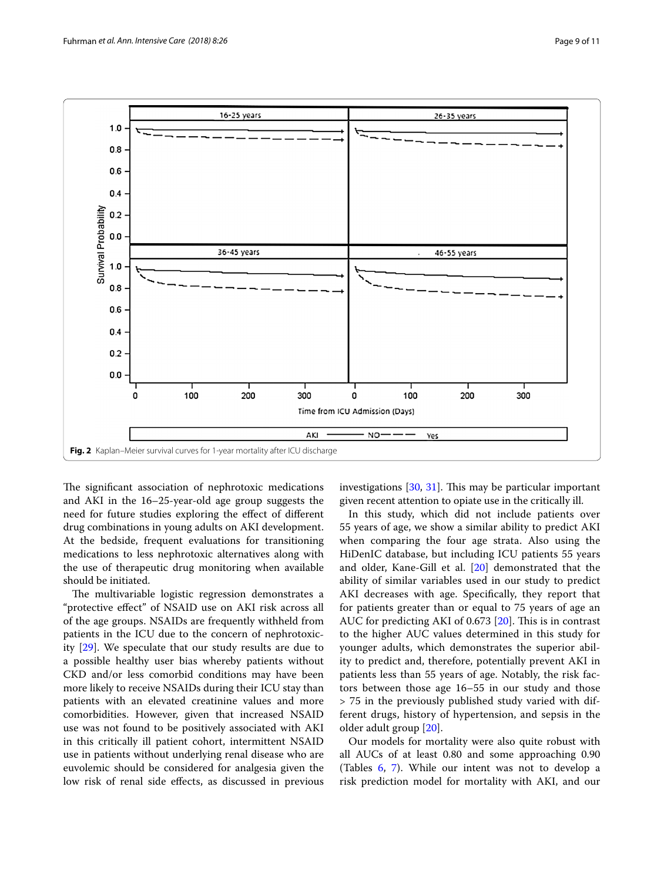**Fig. 2** Kaplan–Meier survival curves for 1-year mortality after ICU discharge

The significant association of nephrotoxic medications and AKI in the 16–25-year-old age group suggests the need for future studies exploring the effect of different drug combinations in young adults on AKI development. At the bedside, frequent evaluations for transitioning medications to less nephrotoxic alternatives along with the use of therapeutic drug monitoring when available should be initiated.

The multivariable logistic regression demonstrates a "protective effect" of NSAID use on AKI risk across all of the age groups. NSAIDs are frequently withheld from patients in the ICU due to the concern of nephrotoxicity [29]. We speculate that our study results are due to a possible healthy user bias whereby patients without CKD and/or less comorbid conditions may have been more likely to receive NSAIDs during their ICU stay than patients with an elevated creatinine values and more comorbidities. However, given that increased NSAID use was not found to be positively associated with AKI in this critically ill patient cohort, intermittent NSAID use in patients without underlying renal disease who are euvolemic should be considered for analgesia given the low risk of renal side effects, as discussed in previous investigations [30, 31]. This may be particular important given recent attention to opiate use in the critically ill.

In this study, which did not include patients over 55 years of age, we show a similar ability to predict AKI when comparing the four age strata. Also using the HiDenIC database, but including ICU patients 55 years and older, Kane-Gill et al. [20] demonstrated that the ability of similar variables used in our study to predict AKI decreases with age. Specifically, they report that for patients greater than or equal to 75 years of age an AUC for predicting AKI of 0.673 [20]. This is in contrast to the higher AUC values determined in this study for younger adults, which demonstrates the superior ability to predict and, therefore, potentially prevent AKI in patients less than 55 years of age. Notably, the risk factors between those age 16–55 in our study and those > 75 in the previously published study varied with different drugs, history of hypertension, and sepsis in the older adult group [20].

Our models for mortality were also quite robust with all AUCs of at least 0.80 and some approaching 0.90 (Tables 6, 7). While our intent was not to develop a risk prediction model for mortality with AKI, and our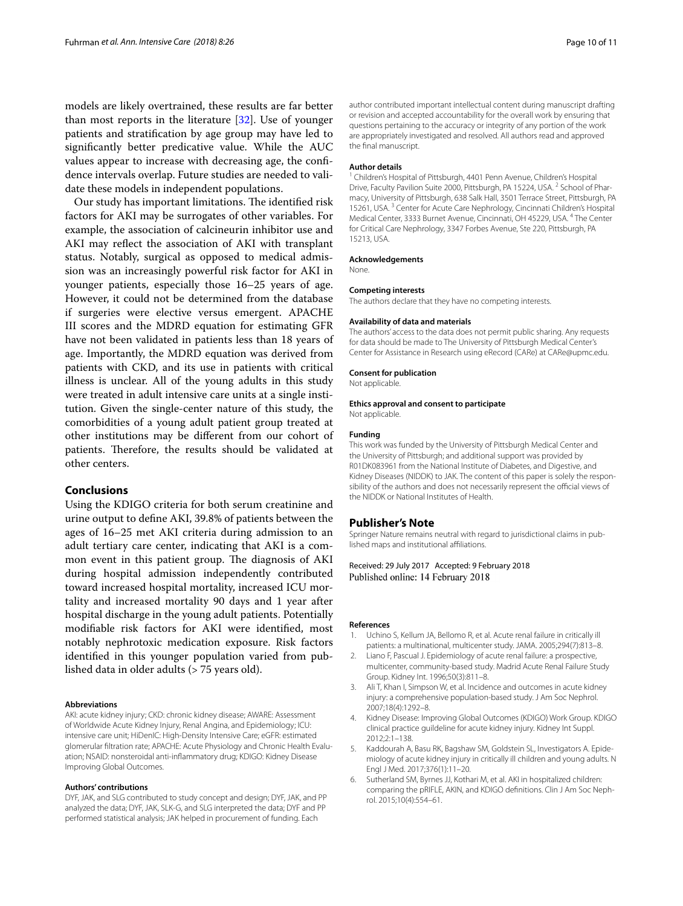models are likely overtrained, these results are far better than most reports in the literature [32]. Use of younger patients and stratification by age group may have led to significantly better predicative value. While the AUC values appear to increase with decreasing age, the confidence intervals overlap. Future studies are needed to validate these models in independent populations.

Our study has important limitations. The identified risk factors for AKI may be surrogates of other variables. For example, the association of calcineurin inhibitor use and AKI may reflect the association of AKI with transplant status. Notably, surgical as opposed to medical admission was an increasingly powerful risk factor for AKI in younger patients, especially those 16–25 years of age. However, it could not be determined from the database if surgeries were elective versus emergent. APACHE III scores and the MDRD equation for estimating GFR have not been validated in patients less than 18 years of age. Importantly, the MDRD equation was derived from patients with CKD, and its use in patients with critical illness is unclear. All of the young adults in this study were treated in adult intensive care units at a single institution. Given the single-center nature of this study, the comorbidities of a young adult patient group treated at other institutions may be different from our cohort of patients. Therefore, the results should be validated at other centers.

## Conclusions

Using the KDIGO criteria for both serum creatinine and urine output to define AKI, 39.8% of patients between the ages of 16–25 met AKI criteria during admission to an adult tertiary care center, indicating that AKI is a common event in this patient group. The diagnosis of AKI during hospital admission independently contributed toward increased hospital mortality, increased ICU mortality and increased mortality 90 days and 1 year after hospital discharge in the young adult patients. Potentially modifiable risk factors for AKI were identified, most notably nephrotoxic medication exposure. Risk factors identified in this younger population varied from published data in older adults (> 75 years old).

#### Abbreviations

AKI: acute kidney injury; CKD: chronic kidney disease; AWARE: Assessment of Worldwide Acute Kidney Injury, Renal Angina, and Epidemiology; ICU: intensive care unit; HiDenIC: High-Density Intensive Care; eGFR: estimated glomerular filtration rate; APACHE: Acute Physiology and Chronic Health Evaluation; NSAID: nonsteroidal anti-inflammatory drug; KDIGO: Kidney Disease Improving Global Outcomes.

#### Authors' contributions

DYF, JAK, and SLG contributed to study concept and design; DYF, JAK, and PP analyzed the data; DYF, JAK, SLK-G, and SLG interpreted the data; DYF and PP performed statistical analysis; JAK helped in procurement of funding. Each author contributed important intellectual content during manuscript drafting or revision and accepted accountability for the overall work by ensuring that questions pertaining to the accuracy or integrity of any portion of the work are appropriately investigated and resolved. All authors read and approved the final manuscript.

#### Author details

[1] Children's Hospital of Pittsburgh, 4401 Penn Avenue, Children's Hospital Drive, Faculty Pavilion Suite 2000, Pittsburgh, PA 15224, USA. [2] School of Pharmacy, University of Pittsburgh, 638 Salk Hall, 3501 Terrace Street, Pittsburgh, PA 15261, USA. [3] Center for Acute Care Nephrology, Cincinnati Children's Hospital Medical Center, 3333 Burnet Avenue, Cincinnati, OH 45229, USA. [4] The Center for Critical Care Nephrology, 3347 Forbes Avenue, Ste 220, Pittsburgh, PA 15213, USA.

#### Acknowledgements

None.

#### Competing interests

The authors declare that they have no competing interests.

#### Availability of data and materials

The authors' access to the data does not permit public sharing. Any requests for data should be made to The University of Pittsburgh Medical Center's Center for Assistance in Research using eRecord (CARe) at CARe@upmc.edu.

#### Consent for publication

Not applicable.

#### Ethics approval and consent to participate

Not applicable.

#### Funding

This work was funded by the University of Pittsburgh Medical Center and the University of Pittsburgh; and additional support was provided by R01DK083961 from the National Institute of Diabetes, and Digestive, and Kidney Diseases (NIDDK) to JAK. The content of this paper is solely the responsibility of the authors and does not necessarily represent the official views of the NIDDK or National Institutes of Health.

## Publisher's Note

Springer Nature remains neutral with regard to jurisdictional claims in published maps and institutional affiliations.

Received: 29 July 2017 Accepted: 9 February 2018
Published online: 14 February 2018

#### References

1. Uchino S, Kellum JA, Bellomo R, et al. Acute renal failure in critically ill patients: a multinational, multicenter study. JAMA. 2005;294(7):813–8.
2. Liano F, Pascual J. Epidemiology of acute renal failure: a prospective, multicenter, community-based study. Madrid Acute Renal Failure Study Group. Kidney Int. 1996;50(3):811–8.
3. Ali T, Khan I, Simpson W, et al. Incidence and outcomes in acute kidney injury: a comprehensive population-based study. J Am Soc Nephrol. 2007;18(4):1292–8.
4. Kidney Disease: Improving Global Outcomes (KDIGO) Work Group. KDIGO clinical practice guildeline for acute kidney injury. Kidney Int Suppl. 2012;2:1–138.
5. Kaddourah A, Basu RK, Bagshaw SM, Goldstein SL, Investigators A. Epidemiology of acute kidney injury in critically ill children and young adults. N Engl J Med. 2017;376(1):11–20.
6. Sutherland SM, Byrnes JJ, Kothari M, et al. AKI in hospitalized children: comparing the pRIFLE, AKIN, and KDIGO definitions. Clin J Am Soc Nephrol. 2015;10(4):554–61.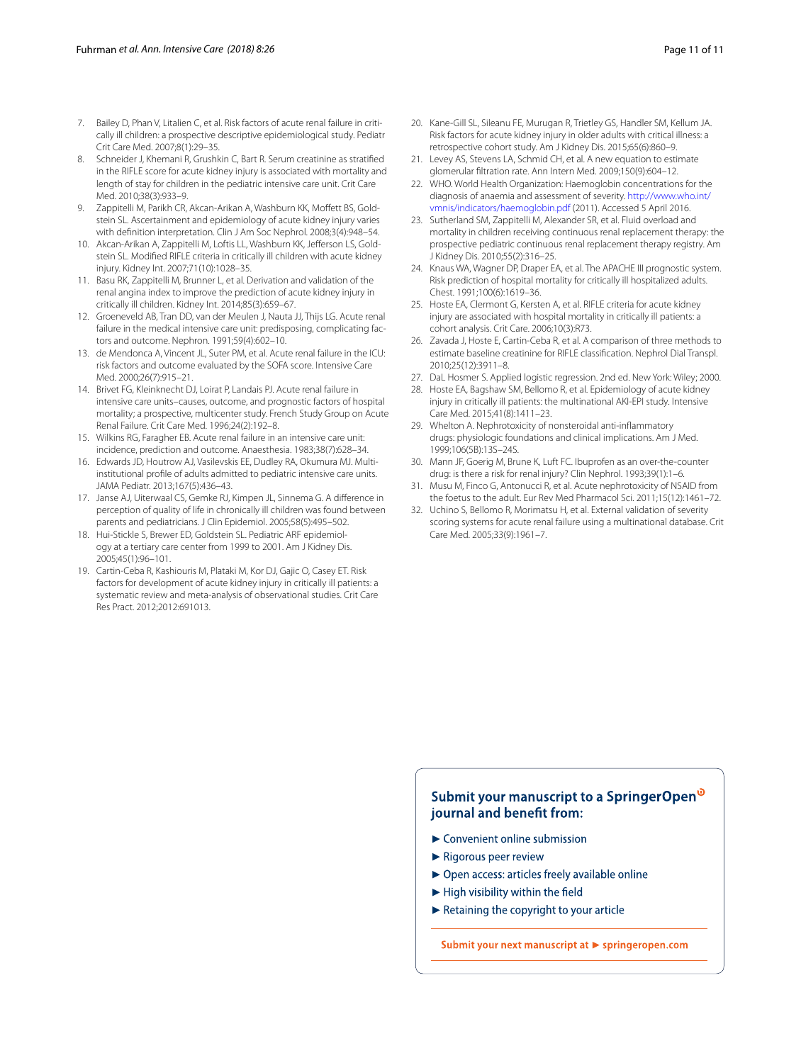7. Bailey D, Phan V, Litalien C, et al. Risk factors of acute renal failure in critically ill children: a prospective descriptive epidemiological study. Pediatr Crit Care Med. 2007;8(1):29–35.
8. Schneider J, Khemani R, Grushkin C, Bart R. Serum creatinine as stratified in the RIFLE score for acute kidney injury is associated with mortality and length of stay for children in the pediatric intensive care unit. Crit Care Med. 2010;38(3):933–9.
9. Zappitelli M, Parikh CR, Akcan-Arikan A, Washburn KK, Moffett BS, Goldstein SL. Ascertainment and epidemiology of acute kidney injury varies with definition interpretation. Clin J Am Soc Nephrol. 2008;3(4):948–54.
10. Akcan-Arikan A, Zappitelli M, Loftis LL, Washburn KK, Jefferson LS, Goldstein SL. Modified RIFLE criteria in critically ill children with acute kidney injury. Kidney Int. 2007;71(10):1028–35.
11. Basu RK, Zappitelli M, Brunner L, et al. Derivation and validation of the renal angina index to improve the prediction of acute kidney injury in critically ill children. Kidney Int. 2014;85(3):659–67.
12. Groeneveld AB, Tran DD, van der Meulen J, Nauta JJ, Thijs LG. Acute renal failure in the medical intensive care unit: predisposing, complicating factors and outcome. Nephron. 1991;59(4):602–10.
13. de Mendonca A, Vincent JL, Suter PM, et al. Acute renal failure in the ICU: risk factors and outcome evaluated by the SOFA score. Intensive Care Med. 2000;26(7):915–21.
14. Brivet FG, Kleinknecht DJ, Loirat P, Landais PJ. Acute renal failure in intensive care units–causes, outcome, and prognostic factors of hospital mortality; a prospective, multicenter study. French Study Group on Acute Renal Failure. Crit Care Med. 1996;24(2):192–8.
15. Wilkins RG, Faragher EB. Acute renal failure in an intensive care unit: incidence, prediction and outcome. Anaesthesia. 1983;38(7):628–34.
16. Edwards JD, Houtrow AJ, Vasilevskis EE, Dudley RA, Okumura MJ. Multi-institutional profile of adults admitted to pediatric intensive care units. JAMA Pediatr. 2013;167(5):436–43.
17. Janse AJ, Uiterwaal CS, Gemke RJ, Kimpen JL, Sinnema G. A difference in perception of quality of life in chronically ill children was found between parents and pediatricians. J Clin Epidemiol. 2005;58(5):495–502.
18. Hui-Stickle S, Brewer ED, Goldstein SL. Pediatric ARF epidemiology at a tertiary care center from 1999 to 2001. Am J Kidney Dis. 2005;45(1):96–101.
19. Cartin-Ceba R, Kashiouris M, Plataki M, Kor DJ, Gajic O, Casey ET. Risk factors for development of acute kidney injury in critically ill patients: a systematic review and meta-analysis of observational studies. Crit Care Res Pract. 2012;2012:691013.
20. Kane-Gill SL, Sileanu FE, Murugan R, Trietley GS, Handler SM, Kellum JA. Risk factors for acute kidney injury in older adults with critical illness: a retrospective cohort study. Am J Kidney Dis. 2015;65(6):860–9.
21. Levey AS, Stevens LA, Schmid CH, et al. A new equation to estimate glomerular filtration rate. Ann Intern Med. 2009;150(9):604–12.
22. WHO. World Health Organization: Haemoglobin concentrations for the diagnosis of anaemia and assessment of severity. http://www.who.int/vmnis/indicators/haemoglobin.pdf (2011). Accessed 5 April 2016.
23. Sutherland SM, Zappitelli M, Alexander SR, et al. Fluid overload and mortality in children receiving continuous renal replacement therapy: the prospective pediatric continuous renal replacement therapy registry. Am J Kidney Dis. 2010;55(2):316–25.
24. Knaus WA, Wagner DP, Draper EA, et al. The APACHE III prognostic system. Risk prediction of hospital mortality for critically ill hospitalized adults. Chest. 1991;100(6):1619–36.
25. Hoste EA, Clermont G, Kersten A, et al. RIFLE criteria for acute kidney injury are associated with hospital mortality in critically ill patients: a cohort analysis. Crit Care. 2006;10(3):R73.
26. Zavada J, Hoste E, Cartin-Ceba R, et al. A comparison of three methods to estimate baseline creatinine for RIFLE classification. Nephrol Dial Transpl. 2010;25(12):3911–8.
27. DaL Hosmer S. Applied logistic regression. 2nd ed. New York: Wiley; 2000.
28. Hoste EA, Bagshaw SM, Bellomo R, et al. Epidemiology of acute kidney injury in critically ill patients: the multinational AKI-EPI study. Intensive Care Med. 2015;41(8):1411–23.
29. Whelton A. Nephrotoxicity of nonsteroidal anti-inflammatory drugs: physiologic foundations and clinical implications. Am J Med. 1999;106(5B):13S–24S.
30. Mann JF, Goerig M, Brune K, Luft FC. Ibuprofen as an over-the-counter drug: is there a risk for renal injury? Clin Nephrol. 1993;39(1):1–6.
31. Musu M, Finco G, Antonucci R, et al. Acute nephrotoxicity of NSAID from the foetus to the adult. Eur Rev Med Pharmacol Sci. 2011;15(12):1461–72.
32. Uchino S, Bellomo R, Morimatsu H, et al. External validation of severity scoring systems for acute renal failure using a multinational database. Crit Care Med. 2005;33(9):1961–7.

**Submit your manuscript to a SpringerOpen journal and benefit from:**

- ► Convenient online submission
- ► Rigorous peer review
- ► Open access: articles freely available online
- ► High visibility within the field
- ► Retaining the copyright to your article

**Submit your next manuscript at ► springeropen.com**